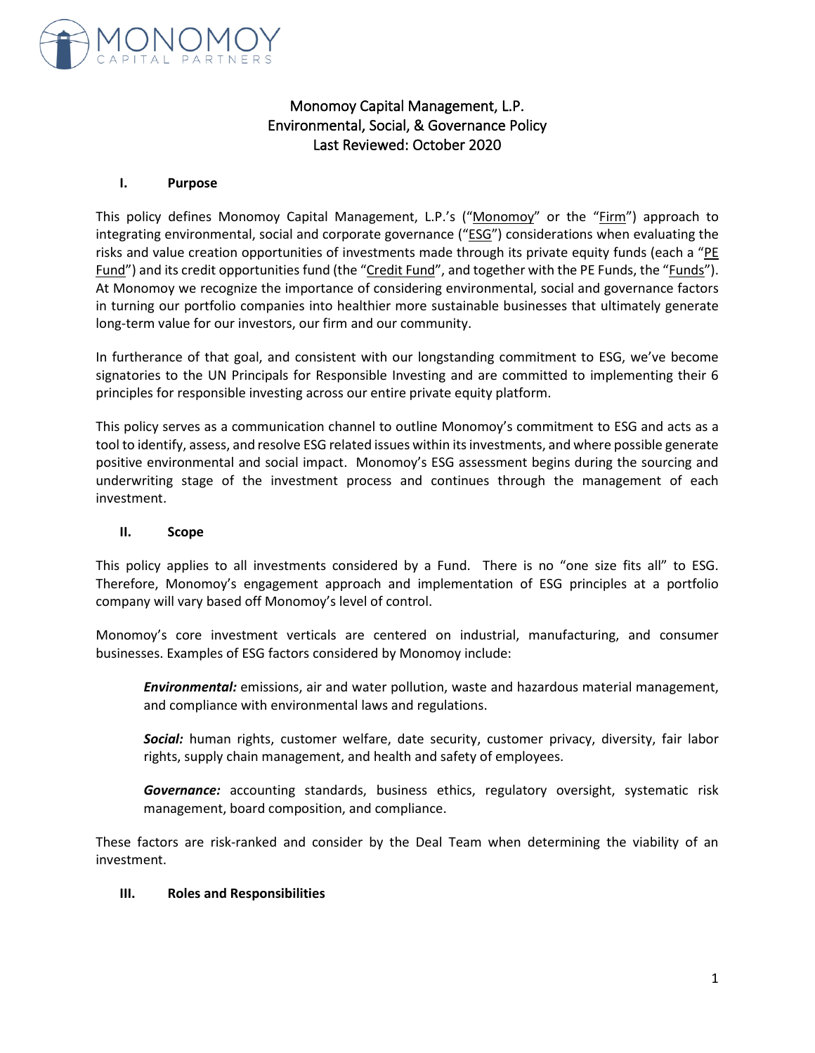# Monomoy Capital Management, L.P.
# Environmental, Social, & Governance Policy
# Last Reviewed: October 2020

## I. Purpose

This policy defines Monomoy Capital Management, L.P.'s ("Monomoy" or the "Firm") approach to integrating environmental, social and corporate governance ("ESG") considerations when evaluating the risks and value creation opportunities of investments made through its private equity funds (each a "PE Fund") and its credit opportunities fund (the "Credit Fund", and together with the PE Funds, the "Funds"). At Monomoy we recognize the importance of considering environmental, social and governance factors in turning our portfolio companies into healthier more sustainable businesses that ultimately generate long-term value for our investors, our firm and our community.

In furtherance of that goal, and consistent with our longstanding commitment to ESG, we've become signatories to the UN Principals for Responsible Investing and are committed to implementing their 6 principles for responsible investing across our entire private equity platform.

This policy serves as a communication channel to outline Monomoy's commitment to ESG and acts as a tool to identify, assess, and resolve ESG related issues within its investments, and where possible generate positive environmental and social impact. Monomoy's ESG assessment begins during the sourcing and underwriting stage of the investment process and continues through the management of each investment.

## II. Scope

This policy applies to all investments considered by a Fund. There is no "one size fits all" to ESG. Therefore, Monomoy's engagement approach and implementation of ESG principles at a portfolio company will vary based off Monomoy's level of control.

Monomoy's core investment verticals are centered on industrial, manufacturing, and consumer businesses. Examples of ESG factors considered by Monomoy include:

> ***Environmental:*** emissions, air and water pollution, waste and hazardous material management, and compliance with environmental laws and regulations.
>
> ***Social:*** human rights, customer welfare, date security, customer privacy, diversity, fair labor rights, supply chain management, and health and safety of employees.
>
> ***Governance:*** accounting standards, business ethics, regulatory oversight, systematic risk management, board composition, and compliance.

These factors are risk-ranked and consider by the Deal Team when determining the viability of an investment.

## III. Roles and Responsibilities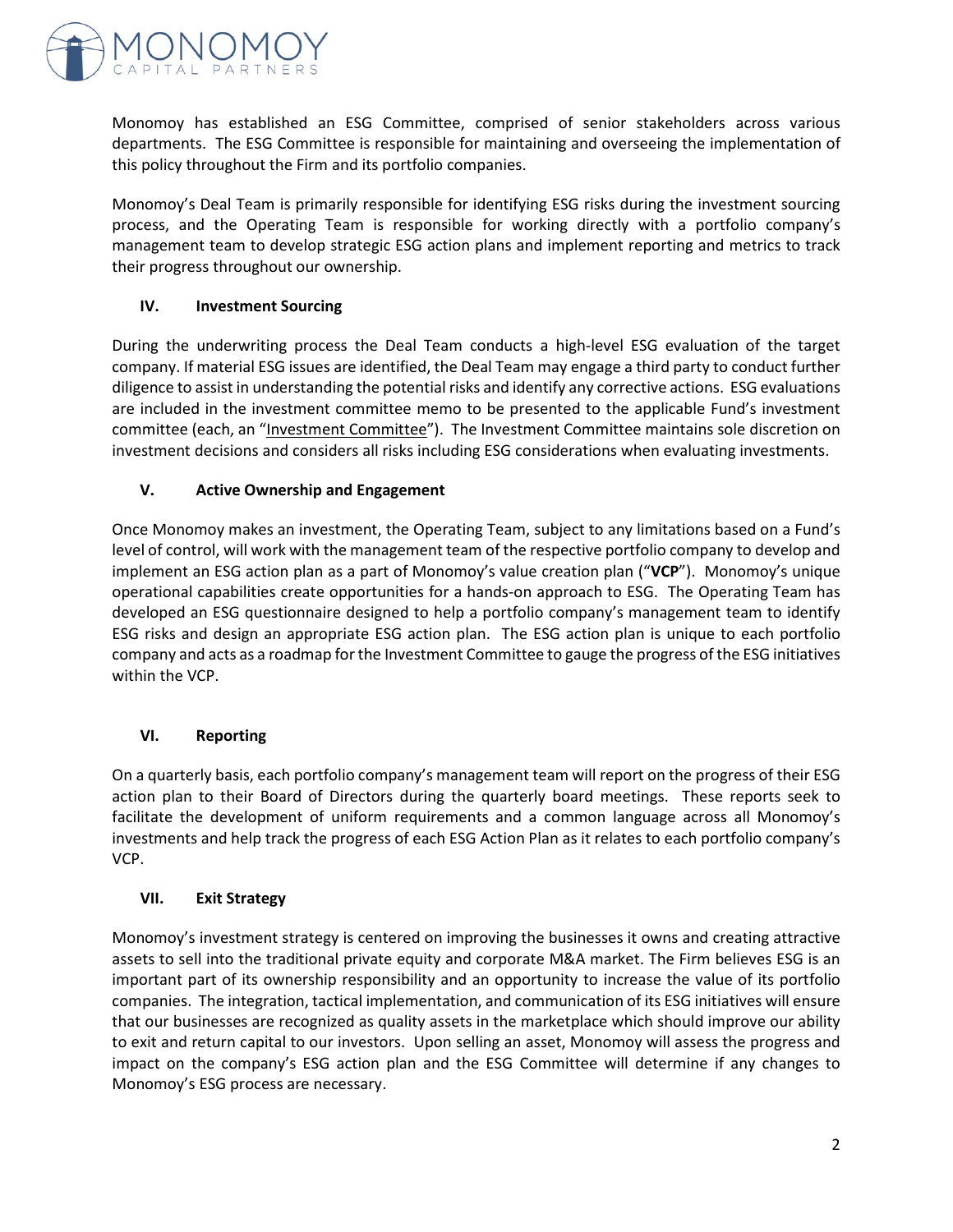Monomoy has established an ESG Committee, comprised of senior stakeholders across various departments. The ESG Committee is responsible for maintaining and overseeing the implementation of this policy throughout the Firm and its portfolio companies.

Monomoy's Deal Team is primarily responsible for identifying ESG risks during the investment sourcing process, and the Operating Team is responsible for working directly with a portfolio company's management team to develop strategic ESG action plans and implement reporting and metrics to track their progress throughout our ownership.

## IV. Investment Sourcing

During the underwriting process the Deal Team conducts a high-level ESG evaluation of the target company. If material ESG issues are identified, the Deal Team may engage a third party to conduct further diligence to assist in understanding the potential risks and identify any corrective actions. ESG evaluations are included in the investment committee memo to be presented to the applicable Fund's investment committee (each, an "Investment Committee"). The Investment Committee maintains sole discretion on investment decisions and considers all risks including ESG considerations when evaluating investments.

## V. Active Ownership and Engagement

Once Monomoy makes an investment, the Operating Team, subject to any limitations based on a Fund's level of control, will work with the management team of the respective portfolio company to develop and implement an ESG action plan as a part of Monomoy's value creation plan ("**VCP**"). Monomoy's unique operational capabilities create opportunities for a hands-on approach to ESG. The Operating Team has developed an ESG questionnaire designed to help a portfolio company's management team to identify ESG risks and design an appropriate ESG action plan. The ESG action plan is unique to each portfolio company and acts as a roadmap for the Investment Committee to gauge the progress of the ESG initiatives within the VCP.

## VI. Reporting

On a quarterly basis, each portfolio company's management team will report on the progress of their ESG action plan to their Board of Directors during the quarterly board meetings. These reports seek to facilitate the development of uniform requirements and a common language across all Monomoy's investments and help track the progress of each ESG Action Plan as it relates to each portfolio company's VCP.

## VII. Exit Strategy

Monomoy's investment strategy is centered on improving the businesses it owns and creating attractive assets to sell into the traditional private equity and corporate M&A market. The Firm believes ESG is an important part of its ownership responsibility and an opportunity to increase the value of its portfolio companies. The integration, tactical implementation, and communication of its ESG initiatives will ensure that our businesses are recognized as quality assets in the marketplace which should improve our ability to exit and return capital to our investors. Upon selling an asset, Monomoy will assess the progress and impact on the company's ESG action plan and the ESG Committee will determine if any changes to Monomoy's ESG process are necessary.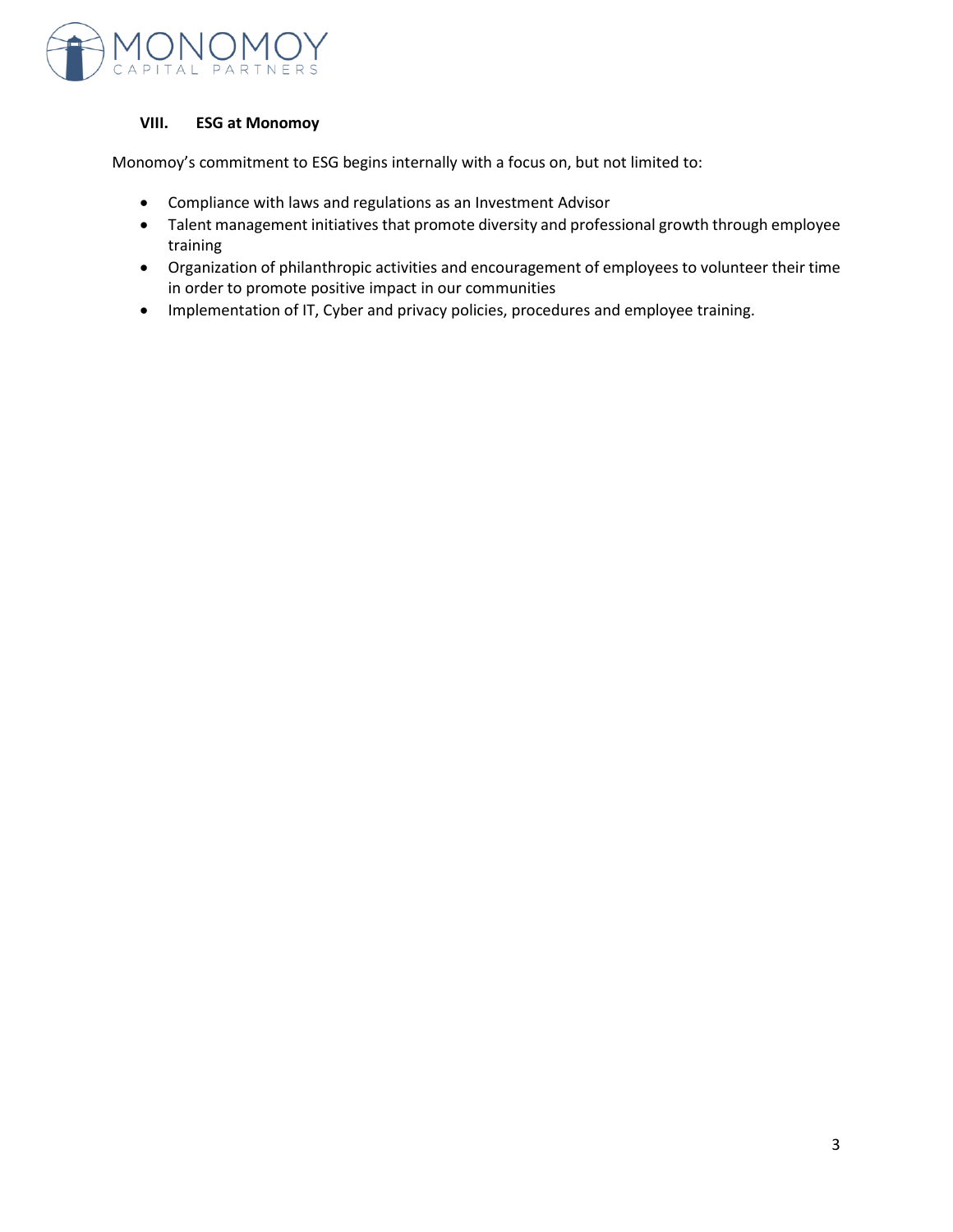## VIII. ESG at Monomoy

Monomoy's commitment to ESG begins internally with a focus on, but not limited to:

- Compliance with laws and regulations as an Investment Advisor
- Talent management initiatives that promote diversity and professional growth through employee training
- Organization of philanthropic activities and encouragement of employees to volunteer their time in order to promote positive impact in our communities
- Implementation of IT, Cyber and privacy policies, procedures and employee training.